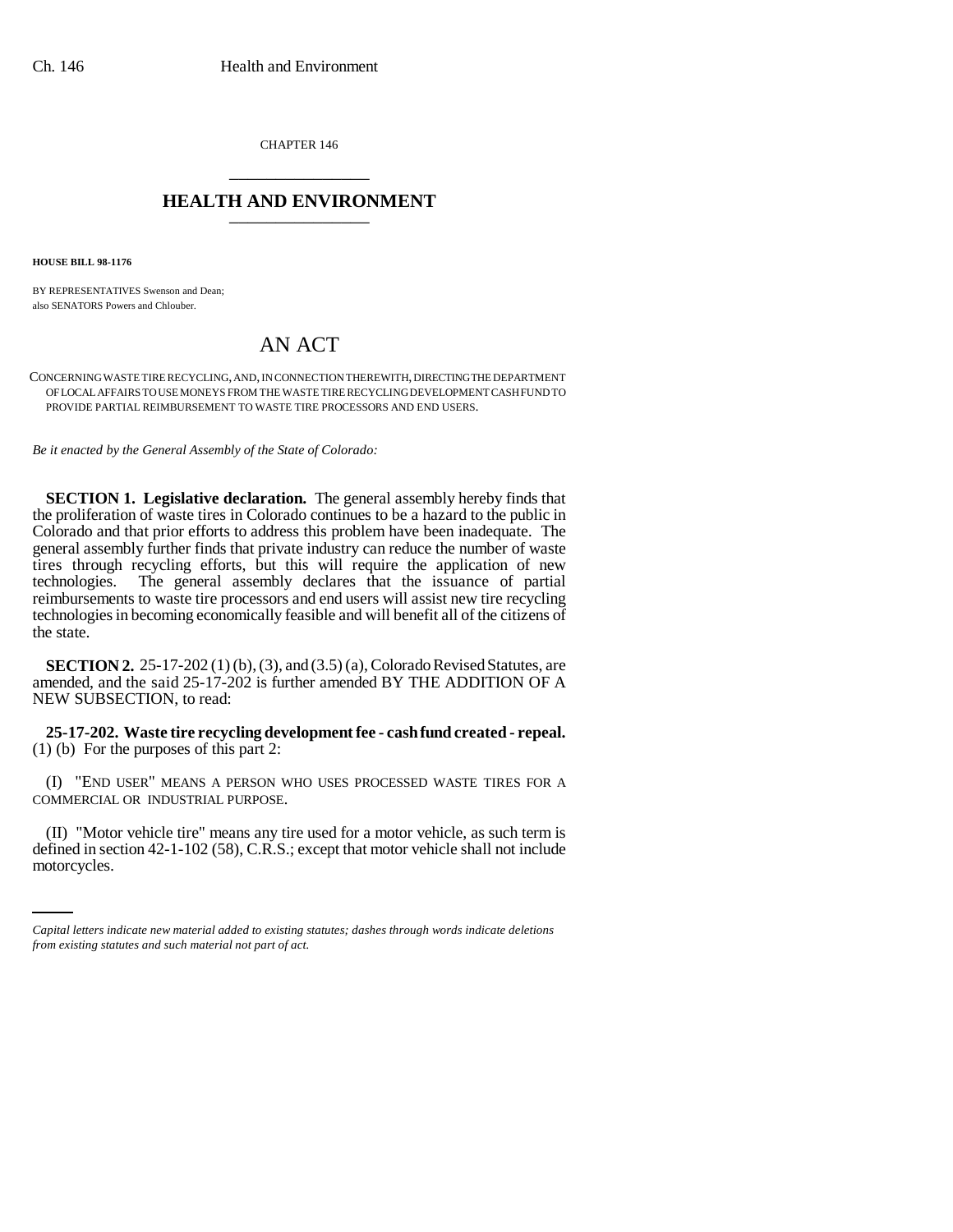CHAPTER 146

# HEALTH AND ENVIRONMENT

**HOUSE BILL 98-1176**

BY REPRESENTATIVES Swenson and Dean;
also SENATORS Powers and Chlouber.

# AN ACT

CONCERNING WASTE TIRE RECYCLING, AND, IN CONNECTION THEREWITH, DIRECTING THE DEPARTMENT OF LOCAL AFFAIRS TO USE MONEYS FROM THE WASTE TIRE RECYCLING DEVELOPMENT CASH FUND TO PROVIDE PARTIAL REIMBURSEMENT TO WASTE TIRE PROCESSORS AND END USERS.

*Be it enacted by the General Assembly of the State of Colorado:*

**SECTION 1. Legislative declaration.** The general assembly hereby finds that the proliferation of waste tires in Colorado continues to be a hazard to the public in Colorado and that prior efforts to address this problem have been inadequate. The general assembly further finds that private industry can reduce the number of waste tires through recycling efforts, but this will require the application of new technologies. The general assembly declares that the issuance of partial reimbursements to waste tire processors and end users will assist new tire recycling technologies in becoming economically feasible and will benefit all of the citizens of the state.

**SECTION 2.** 25-17-202 (1) (b), (3), and (3.5) (a), Colorado Revised Statutes, are amended, and the said 25-17-202 is further amended BY THE ADDITION OF A NEW SUBSECTION, to read:

**25-17-202. Waste tire recycling development fee - cash fund created - repeal.** (1) (b) For the purposes of this part 2:

(I) "END USER" MEANS A PERSON WHO USES PROCESSED WASTE TIRES FOR A COMMERCIAL OR INDUSTRIAL PURPOSE.

(II) "Motor vehicle tire" means any tire used for a motor vehicle, as such term is defined in section 42-1-102 (58), C.R.S.; except that motor vehicle shall not include motorcycles.

*Capital letters indicate new material added to existing statutes; dashes through words indicate deletions from existing statutes and such material not part of act.*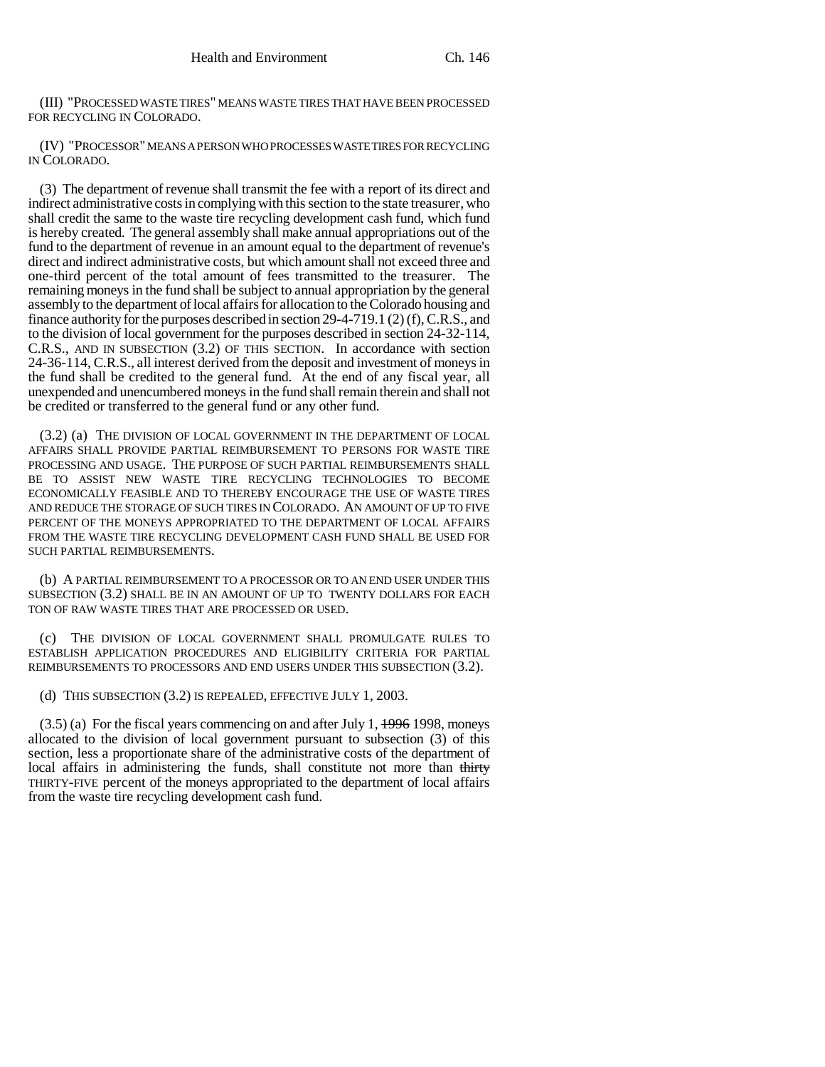(III) "PROCESSED WASTE TIRES" MEANS WASTE TIRES THAT HAVE BEEN PROCESSED FOR RECYCLING IN COLORADO.

(IV) "PROCESSOR" MEANS A PERSON WHO PROCESSES WASTE TIRES FOR RECYCLING IN COLORADO.

(3) The department of revenue shall transmit the fee with a report of its direct and indirect administrative costs in complying with this section to the state treasurer, who shall credit the same to the waste tire recycling development cash fund, which fund is hereby created. The general assembly shall make annual appropriations out of the fund to the department of revenue in an amount equal to the department of revenue's direct and indirect administrative costs, but which amount shall not exceed three and one-third percent of the total amount of fees transmitted to the treasurer. The remaining moneys in the fund shall be subject to annual appropriation by the general assembly to the department of local affairs for allocation to the Colorado housing and finance authority for the purposes described in section 29-4-719.1 (2) (f), C.R.S., and to the division of local government for the purposes described in section 24-32-114, C.R.S., AND IN SUBSECTION (3.2) OF THIS SECTION. In accordance with section 24-36-114, C.R.S., all interest derived from the deposit and investment of moneys in the fund shall be credited to the general fund. At the end of any fiscal year, all unexpended and unencumbered moneys in the fund shall remain therein and shall not be credited or transferred to the general fund or any other fund.

(3.2) (a) THE DIVISION OF LOCAL GOVERNMENT IN THE DEPARTMENT OF LOCAL AFFAIRS SHALL PROVIDE PARTIAL REIMBURSEMENT TO PERSONS FOR WASTE TIRE PROCESSING AND USAGE. THE PURPOSE OF SUCH PARTIAL REIMBURSEMENTS SHALL BE TO ASSIST NEW WASTE TIRE RECYCLING TECHNOLOGIES TO BECOME ECONOMICALLY FEASIBLE AND TO THEREBY ENCOURAGE THE USE OF WASTE TIRES AND REDUCE THE STORAGE OF SUCH TIRES IN COLORADO. AN AMOUNT OF UP TO FIVE PERCENT OF THE MONEYS APPROPRIATED TO THE DEPARTMENT OF LOCAL AFFAIRS FROM THE WASTE TIRE RECYCLING DEVELOPMENT CASH FUND SHALL BE USED FOR SUCH PARTIAL REIMBURSEMENTS.

(b) A PARTIAL REIMBURSEMENT TO A PROCESSOR OR TO AN END USER UNDER THIS SUBSECTION (3.2) SHALL BE IN AN AMOUNT OF UP TO TWENTY DOLLARS FOR EACH TON OF RAW WASTE TIRES THAT ARE PROCESSED OR USED.

(c) THE DIVISION OF LOCAL GOVERNMENT SHALL PROMULGATE RULES TO ESTABLISH APPLICATION PROCEDURES AND ELIGIBILITY CRITERIA FOR PARTIAL REIMBURSEMENTS TO PROCESSORS AND END USERS UNDER THIS SUBSECTION (3.2).

(d) THIS SUBSECTION (3.2) IS REPEALED, EFFECTIVE JULY 1, 2003.

(3.5) (a) For the fiscal years commencing on and after July 1, ~~1996~~ 1998, moneys allocated to the division of local government pursuant to subsection (3) of this section, less a proportionate share of the administrative costs of the department of local affairs in administering the funds, shall constitute not more than ~~thirty~~ THIRTY-FIVE percent of the moneys appropriated to the department of local affairs from the waste tire recycling development cash fund.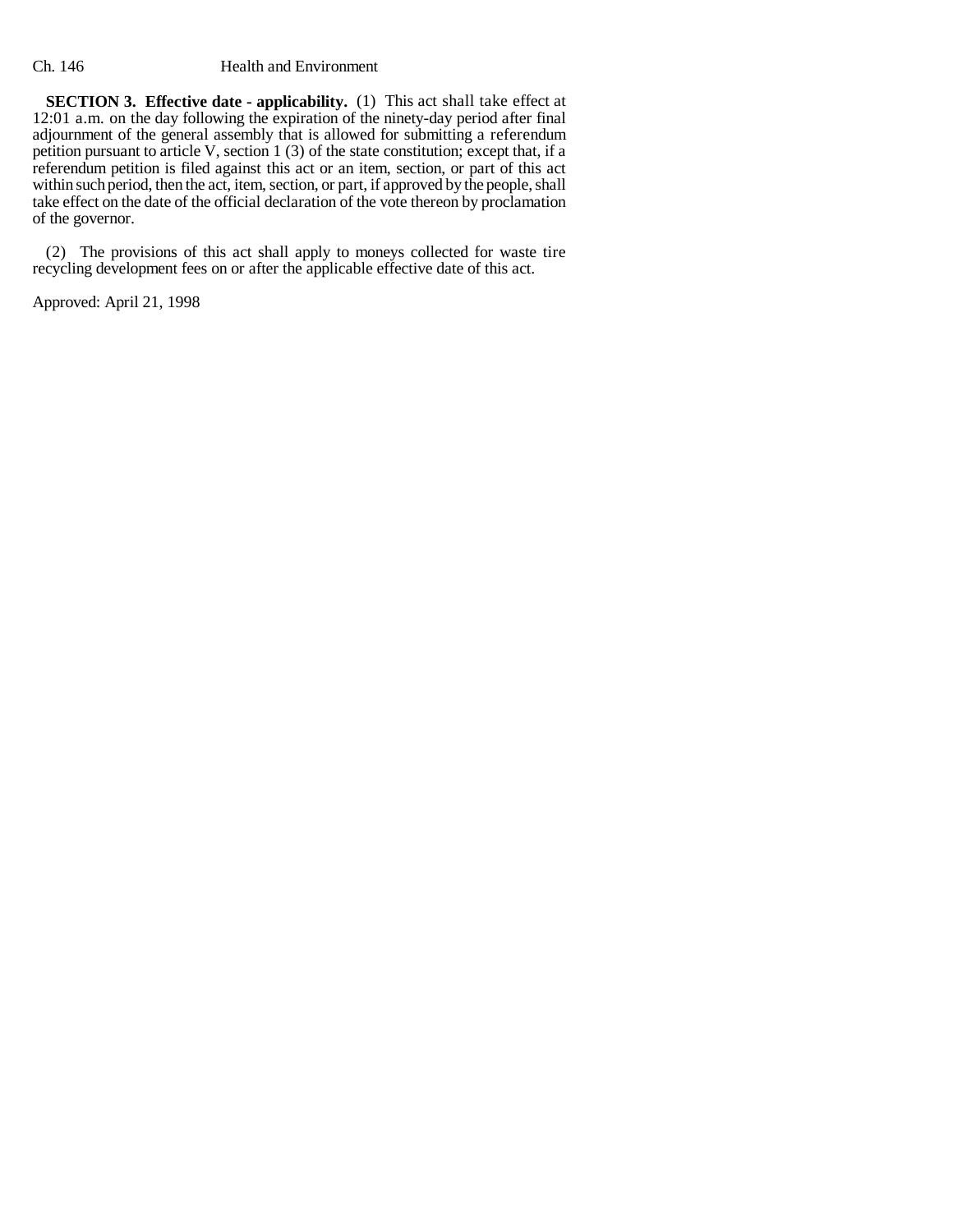**SECTION 3. Effective date - applicability.** (1) This act shall take effect at 12:01 a.m. on the day following the expiration of the ninety-day period after final adjournment of the general assembly that is allowed for submitting a referendum petition pursuant to article V, section 1 (3) of the state constitution; except that, if a referendum petition is filed against this act or an item, section, or part of this act within such period, then the act, item, section, or part, if approved by the people, shall take effect on the date of the official declaration of the vote thereon by proclamation of the governor.

(2) The provisions of this act shall apply to moneys collected for waste tire recycling development fees on or after the applicable effective date of this act.

Approved: April 21, 1998